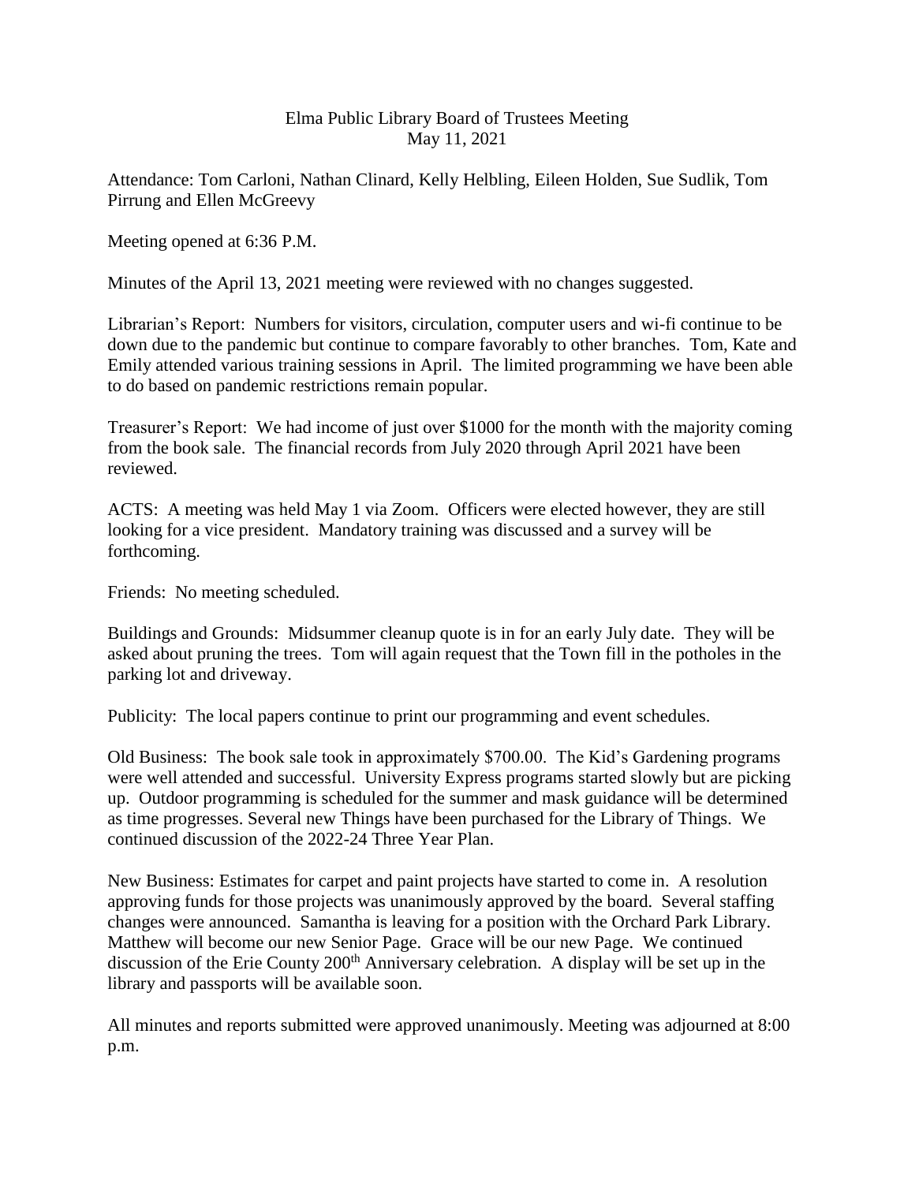# Elma Public Library Board of Trustees Meeting
## May 11, 2021

Attendance: Tom Carloni, Nathan Clinard, Kelly Helbling, Eileen Holden, Sue Sudlik, Tom Pirrung and Ellen McGreevy

Meeting opened at 6:36 P.M.

Minutes of the April 13, 2021 meeting were reviewed with no changes suggested.

Librarian's Report: Numbers for visitors, circulation, computer users and wi-fi continue to be down due to the pandemic but continue to compare favorably to other branches. Tom, Kate and Emily attended various training sessions in April. The limited programming we have been able to do based on pandemic restrictions remain popular.

Treasurer's Report: We had income of just over \$1000 for the month with the majority coming from the book sale. The financial records from July 2020 through April 2021 have been reviewed.

ACTS: A meeting was held May 1 via Zoom. Officers were elected however, they are still looking for a vice president. Mandatory training was discussed and a survey will be forthcoming.

Friends: No meeting scheduled.

Buildings and Grounds: Midsummer cleanup quote is in for an early July date. They will be asked about pruning the trees. Tom will again request that the Town fill in the potholes in the parking lot and driveway.

Publicity: The local papers continue to print our programming and event schedules.

Old Business: The book sale took in approximately \$700.00. The Kid's Gardening programs were well attended and successful. University Express programs started slowly but are picking up. Outdoor programming is scheduled for the summer and mask guidance will be determined as time progresses. Several new Things have been purchased for the Library of Things. We continued discussion of the 2022-24 Three Year Plan.

New Business: Estimates for carpet and paint projects have started to come in. A resolution approving funds for those projects was unanimously approved by the board. Several staffing changes were announced. Samantha is leaving for a position with the Orchard Park Library. Matthew will become our new Senior Page. Grace will be our new Page. We continued discussion of the Erie County 200th Anniversary celebration. A display will be set up in the library and passports will be available soon.

All minutes and reports submitted were approved unanimously. Meeting was adjourned at 8:00 p.m.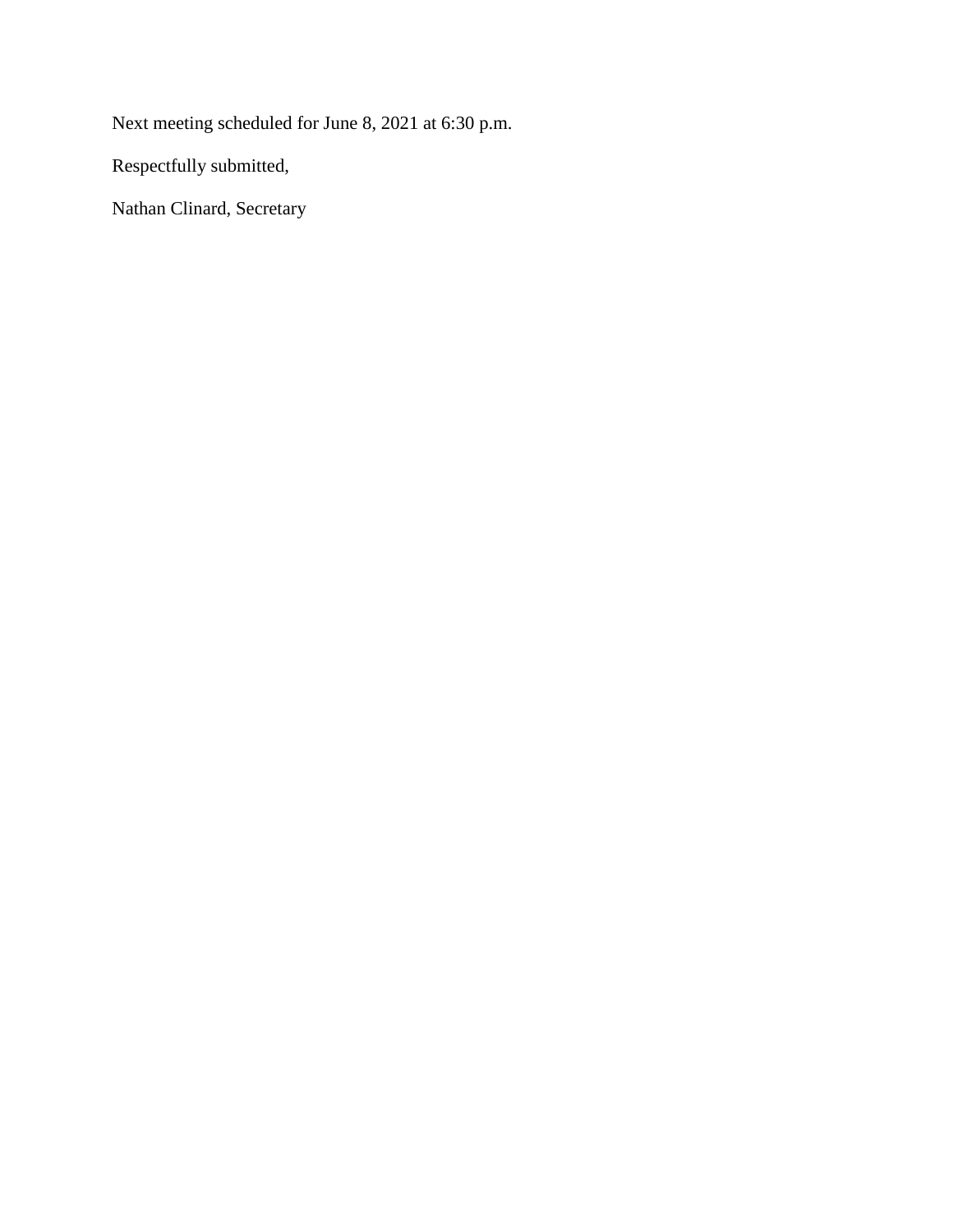Next meeting scheduled for June 8, 2021 at 6:30 p.m.

Respectfully submitted,

Nathan Clinard, Secretary